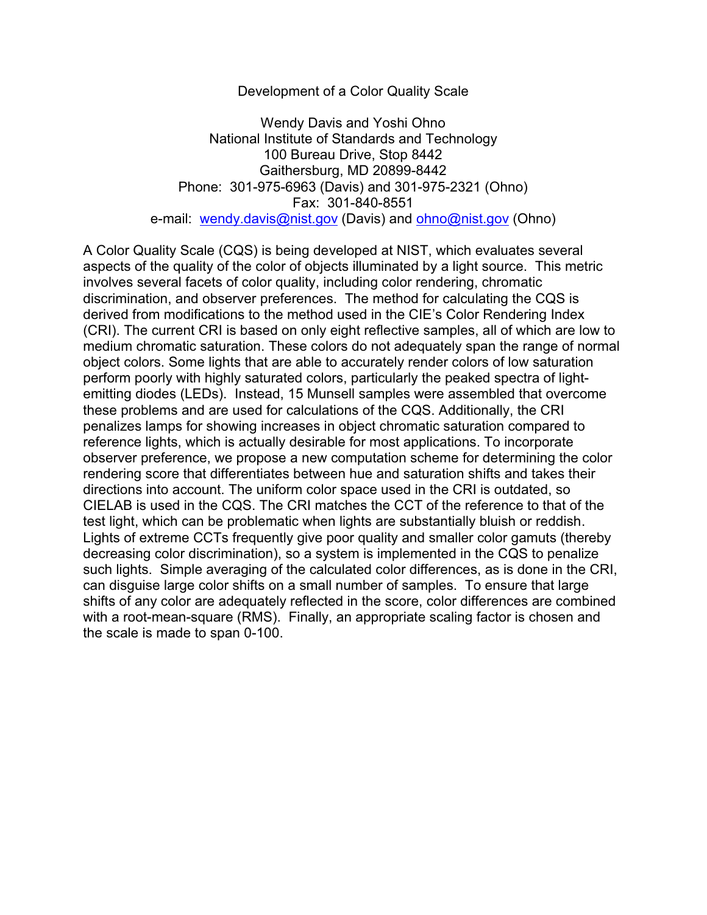# Development of a Color Quality Scale

Wendy Davis and Yoshi Ohno
National Institute of Standards and Technology
100 Bureau Drive, Stop 8442
Gaithersburg, MD 20899-8442
Phone: 301-975-6963 (Davis) and 301-975-2321 (Ohno)
Fax: 301-840-8551
e-mail: wendy.davis@nist.gov (Davis) and ohno@nist.gov (Ohno)

A Color Quality Scale (CQS) is being developed at NIST, which evaluates several aspects of the quality of the color of objects illuminated by a light source. This metric involves several facets of color quality, including color rendering, chromatic discrimination, and observer preferences. The method for calculating the CQS is derived from modifications to the method used in the CIE's Color Rendering Index (CRI). The current CRI is based on only eight reflective samples, all of which are low to medium chromatic saturation. These colors do not adequately span the range of normal object colors. Some lights that are able to accurately render colors of low saturation perform poorly with highly saturated colors, particularly the peaked spectra of light-emitting diodes (LEDs). Instead, 15 Munsell samples were assembled that overcome these problems and are used for calculations of the CQS. Additionally, the CRI penalizes lamps for showing increases in object chromatic saturation compared to reference lights, which is actually desirable for most applications. To incorporate observer preference, we propose a new computation scheme for determining the color rendering score that differentiates between hue and saturation shifts and takes their directions into account. The uniform color space used in the CRI is outdated, so CIELAB is used in the CQS. The CRI matches the CCT of the reference to that of the test light, which can be problematic when lights are substantially bluish or reddish. Lights of extreme CCTs frequently give poor quality and smaller color gamuts (thereby decreasing color discrimination), so a system is implemented in the CQS to penalize such lights. Simple averaging of the calculated color differences, as is done in the CRI, can disguise large color shifts on a small number of samples. To ensure that large shifts of any color are adequately reflected in the score, color differences are combined with a root-mean-square (RMS). Finally, an appropriate scaling factor is chosen and the scale is made to span 0-100.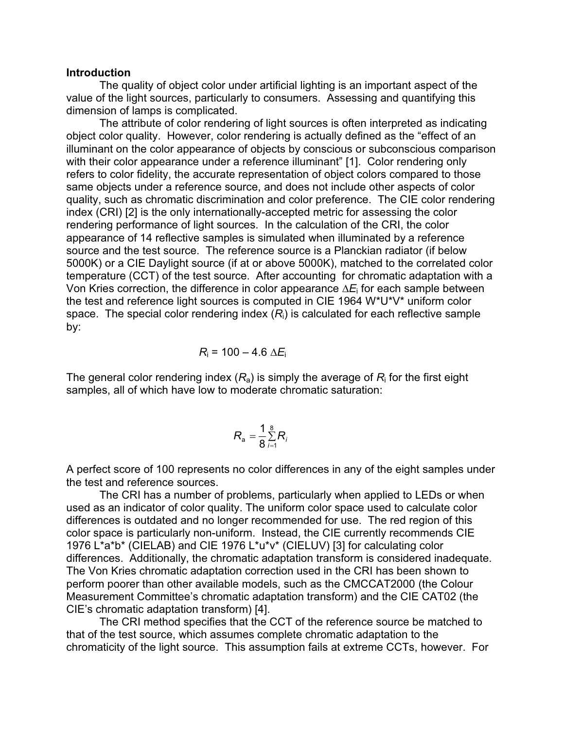**Introduction**

The quality of object color under artificial lighting is an important aspect of the value of the light sources, particularly to consumers. Assessing and quantifying this dimension of lamps is complicated.

The attribute of color rendering of light sources is often interpreted as indicating object color quality. However, color rendering is actually defined as the "effect of an illuminant on the color appearance of objects by conscious or subconscious comparison with their color appearance under a reference illuminant" [1]. Color rendering only refers to color fidelity, the accurate representation of object colors compared to those same objects under a reference source, and does not include other aspects of color quality, such as chromatic discrimination and color preference. The CIE color rendering index (CRI) [2] is the only internationally-accepted metric for assessing the color rendering performance of light sources. In the calculation of the CRI, the color appearance of 14 reflective samples is simulated when illuminated by a reference source and the test source. The reference source is a Planckian radiator (if below 5000K) or a CIE Daylight source (if at or above 5000K), matched to the correlated color temperature (CCT) of the test source. After accounting for chromatic adaptation with a Von Kries correction, the difference in color appearance $\Delta E_i$ for each sample between the test and reference light sources is computed in CIE 1964 W*U*V* uniform color space. The special color rendering index ($R_i$) is calculated for each reflective sample by:

$$R_i = 100 - 4.6\,\Delta E_i$$

The general color rendering index ($R_a$) is simply the average of $R_i$ for the first eight samples, all of which have low to moderate chromatic saturation:

$$R_a = \frac{1}{8}\sum_{i=1}^{8} R_i$$

A perfect score of 100 represents no color differences in any of the eight samples under the test and reference sources.

The CRI has a number of problems, particularly when applied to LEDs or when used as an indicator of color quality. The uniform color space used to calculate color differences is outdated and no longer recommended for use. The red region of this color space is particularly non-uniform. Instead, the CIE currently recommends CIE 1976 L*a*b* (CIELAB) and CIE 1976 L*u*v* (CIELUV) [3] for calculating color differences. Additionally, the chromatic adaptation transform is considered inadequate. The Von Kries chromatic adaptation correction used in the CRI has been shown to perform poorer than other available models, such as the CMCCAT2000 (the Colour Measurement Committee's chromatic adaptation transform) and the CIE CAT02 (the CIE's chromatic adaptation transform) [4].

The CRI method specifies that the CCT of the reference source be matched to that of the test source, which assumes complete chromatic adaptation to the chromaticity of the light source. This assumption fails at extreme CCTs, however. For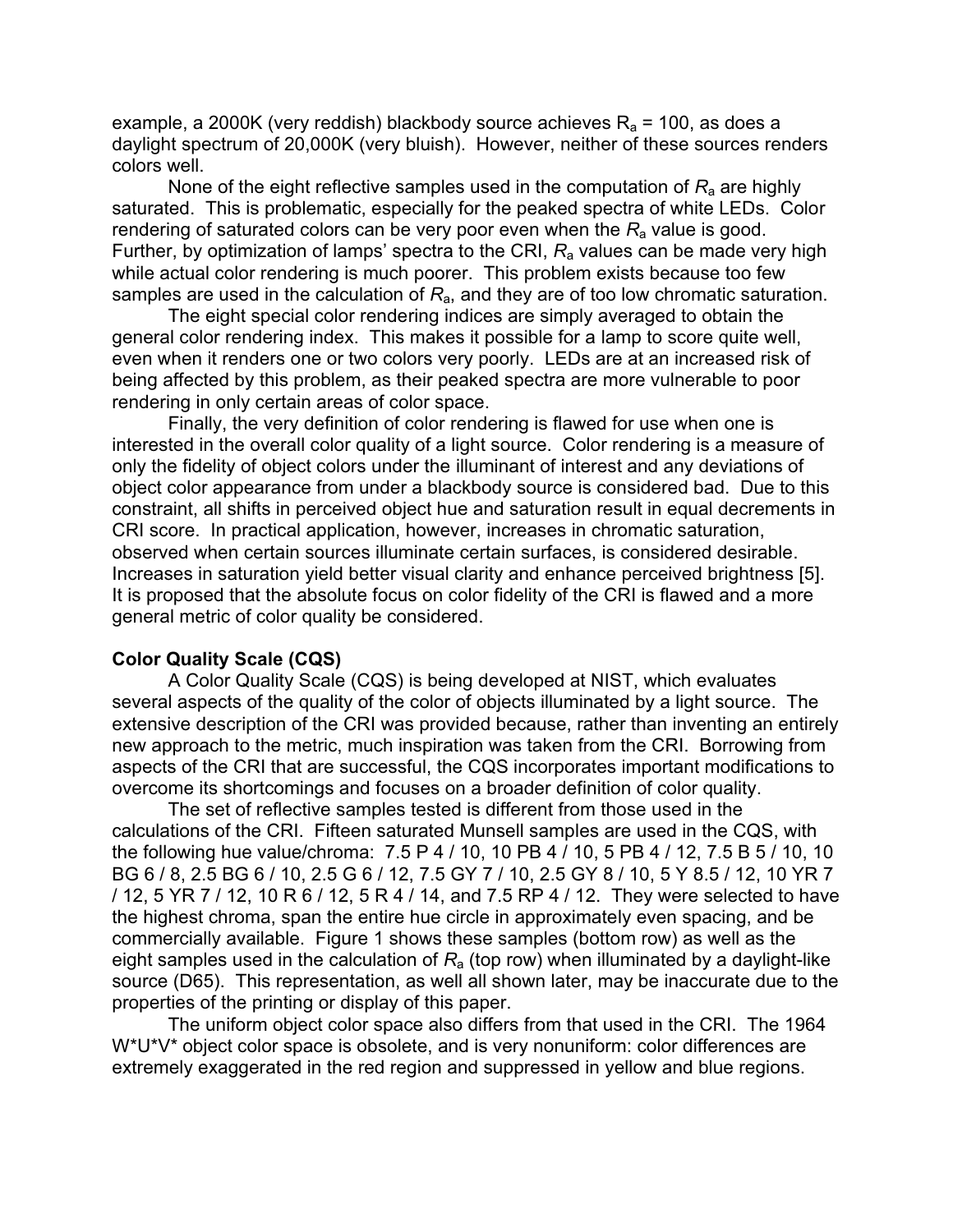example, a 2000K (very reddish) blackbody source achieves $R_a$ = 100, as does a daylight spectrum of 20,000K (very bluish). However, neither of these sources renders colors well.

None of the eight reflective samples used in the computation of $R_a$ are highly saturated. This is problematic, especially for the peaked spectra of white LEDs. Color rendering of saturated colors can be very poor even when the $R_a$ value is good. Further, by optimization of lamps' spectra to the CRI, $R_a$ values can be made very high while actual color rendering is much poorer. This problem exists because too few samples are used in the calculation of $R_a$, and they are of too low chromatic saturation.

The eight special color rendering indices are simply averaged to obtain the general color rendering index. This makes it possible for a lamp to score quite well, even when it renders one or two colors very poorly. LEDs are at an increased risk of being affected by this problem, as their peaked spectra are more vulnerable to poor rendering in only certain areas of color space.

Finally, the very definition of color rendering is flawed for use when one is interested in the overall color quality of a light source. Color rendering is a measure of only the fidelity of object colors under the illuminant of interest and any deviations of object color appearance from under a blackbody source is considered bad. Due to this constraint, all shifts in perceived object hue and saturation result in equal decrements in CRI score. In practical application, however, increases in chromatic saturation, observed when certain sources illuminate certain surfaces, is considered desirable. Increases in saturation yield better visual clarity and enhance perceived brightness [5]. It is proposed that the absolute focus on color fidelity of the CRI is flawed and a more general metric of color quality be considered.

**Color Quality Scale (CQS)**

A Color Quality Scale (CQS) is being developed at NIST, which evaluates several aspects of the quality of the color of objects illuminated by a light source. The extensive description of the CRI was provided because, rather than inventing an entirely new approach to the metric, much inspiration was taken from the CRI. Borrowing from aspects of the CRI that are successful, the CQS incorporates important modifications to overcome its shortcomings and focuses on a broader definition of color quality.

The set of reflective samples tested is different from those used in the calculations of the CRI. Fifteen saturated Munsell samples are used in the CQS, with the following hue value/chroma: 7.5 P 4 / 10, 10 PB 4 / 10, 5 PB 4 / 12, 7.5 B 5 / 10, 10 BG 6 / 8, 2.5 BG 6 / 10, 2.5 G 6 / 12, 7.5 GY 7 / 10, 2.5 GY 8 / 10, 5 Y 8.5 / 12, 10 YR 7 / 12, 5 YR 7 / 12, 10 R 6 / 12, 5 R 4 / 14, and 7.5 RP 4 / 12. They were selected to have the highest chroma, span the entire hue circle in approximately even spacing, and be commercially available. Figure 1 shows these samples (bottom row) as well as the eight samples used in the calculation of $R_a$ (top row) when illuminated by a daylight-like source (D65). This representation, as well all shown later, may be inaccurate due to the properties of the printing or display of this paper.

The uniform object color space also differs from that used in the CRI. The 1964 W*U*V* object color space is obsolete, and is very nonuniform: color differences are extremely exaggerated in the red region and suppressed in yellow and blue regions.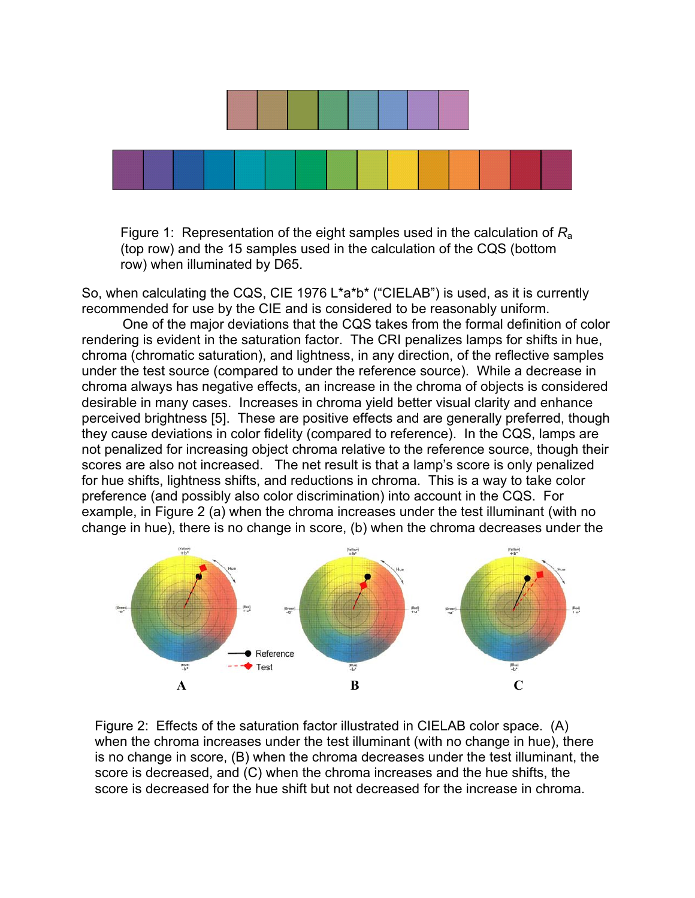Figure 1: Representation of the eight samples used in the calculation of $R_a$ (top row) and the 15 samples used in the calculation of the CQS (bottom row) when illuminated by D65.

So, when calculating the CQS, CIE 1976 L*a*b* ("CIELAB") is used, as it is currently recommended for use by the CIE and is considered to be reasonably uniform.

One of the major deviations that the CQS takes from the formal definition of color rendering is evident in the saturation factor. The CRI penalizes lamps for shifts in hue, chroma (chromatic saturation), and lightness, in any direction, of the reflective samples under the test source (compared to under the reference source). While a decrease in chroma always has negative effects, an increase in the chroma of objects is considered desirable in many cases. Increases in chroma yield better visual clarity and enhance perceived brightness [5]. These are positive effects and are generally preferred, though they cause deviations in color fidelity (compared to reference). In the CQS, lamps are not penalized for increasing object chroma relative to the reference source, though their scores are also not increased. The net result is that a lamp's score is only penalized for hue shifts, lightness shifts, and reductions in chroma. This is a way to take color preference (and possibly also color discrimination) into account in the CQS. For example, in Figure 2 (a) when the chroma increases under the test illuminant (with no change in hue), there is no change in score, (b) when the chroma decreases under the

Figure 2: Effects of the saturation factor illustrated in CIELAB color space. (A) when the chroma increases under the test illuminant (with no change in hue), there is no change in score, (B) when the chroma decreases under the test illuminant, the score is decreased, and (C) when the chroma increases and the hue shifts, the score is decreased for the hue shift but not decreased for the increase in chroma.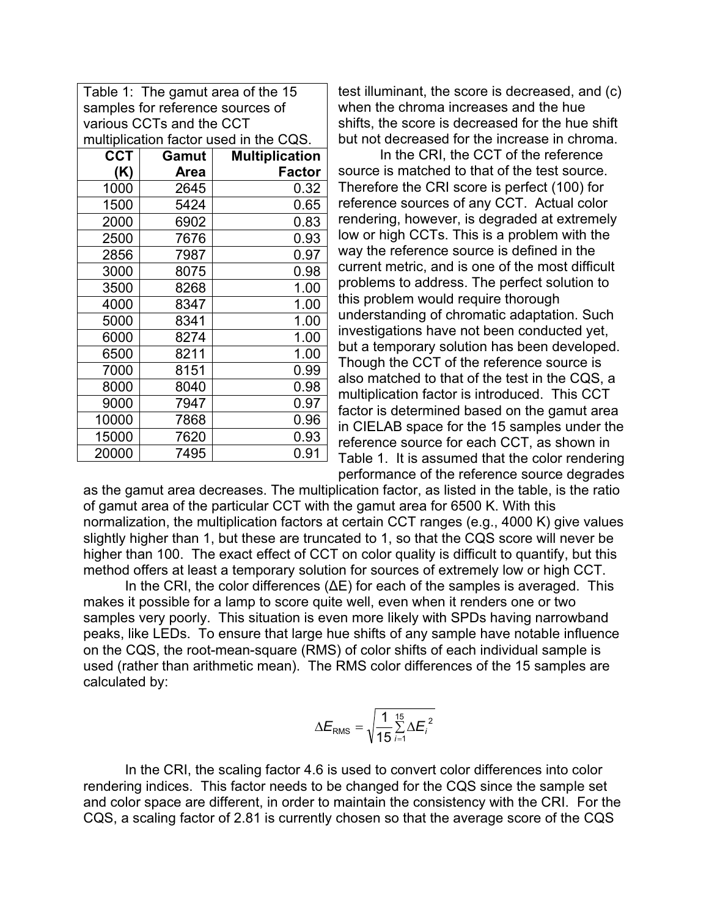Table 1: The gamut area of the 15 samples for reference sources of various CCTs and the CCT multiplication factor used in the CQS.

| CCT (K) | Gamut Area | Multiplication Factor |
|---|---|---|
| 1000 | 2645 | 0.32 |
| 1500 | 5424 | 0.65 |
| 2000 | 6902 | 0.83 |
| 2500 | 7676 | 0.93 |
| 2856 | 7987 | 0.97 |
| 3000 | 8075 | 0.98 |
| 3500 | 8268 | 1.00 |
| 4000 | 8347 | 1.00 |
| 5000 | 8341 | 1.00 |
| 6000 | 8274 | 1.00 |
| 6500 | 8211 | 1.00 |
| 7000 | 8151 | 0.99 |
| 8000 | 8040 | 0.98 |
| 9000 | 7947 | 0.97 |
| 10000 | 7868 | 0.96 |
| 15000 | 7620 | 0.93 |
| 20000 | 7495 | 0.91 |

test illuminant, the score is decreased, and (c) when the chroma increases and the hue shifts, the score is decreased for the hue shift but not decreased for the increase in chroma.

In the CRI, the CCT of the reference source is matched to that of the test source. Therefore the CRI score is perfect (100) for reference sources of any CCT. Actual color rendering, however, is degraded at extremely low or high CCTs. This is a problem with the way the reference source is defined in the current metric, and is one of the most difficult problems to address. The perfect solution to this problem would require thorough understanding of chromatic adaptation. Such investigations have not been conducted yet, but a temporary solution has been developed. Though the CCT of the reference source is also matched to that of the test in the CQS, a multiplication factor is introduced. This CCT factor is determined based on the gamut area in CIELAB space for the 15 samples under the reference source for each CCT, as shown in Table 1. It is assumed that the color rendering performance of the reference source degrades as the gamut area decreases. The multiplication factor, as listed in the table, is the ratio of gamut area of the particular CCT with the gamut area for 6500 K. With this normalization, the multiplication factors at certain CCT ranges (e.g., 4000 K) give values slightly higher than 1, but these are truncated to 1, so that the CQS score will never be higher than 100. The exact effect of CCT on color quality is difficult to quantify, but this method offers at least a temporary solution for sources of extremely low or high CCT.

In the CRI, the color differences (ΔE) for each of the samples is averaged. This makes it possible for a lamp to score quite well, even when it renders one or two samples very poorly. This situation is even more likely with SPDs having narrowband peaks, like LEDs. To ensure that large hue shifts of any sample have notable influence on the CQS, the root-mean-square (RMS) of color shifts of each individual sample is used (rather than arithmetic mean). The RMS color differences of the 15 samples are calculated by:

$$\Delta E_{\mathrm{RMS}} = \sqrt{\frac{1}{15}\sum_{i=1}^{15} \Delta E_i^{\,2}}$$

In the CRI, the scaling factor 4.6 is used to convert color differences into color rendering indices. This factor needs to be changed for the CQS since the sample set and color space are different, in order to maintain the consistency with the CRI. For the CQS, a scaling factor of 2.81 is currently chosen so that the average score of the CQS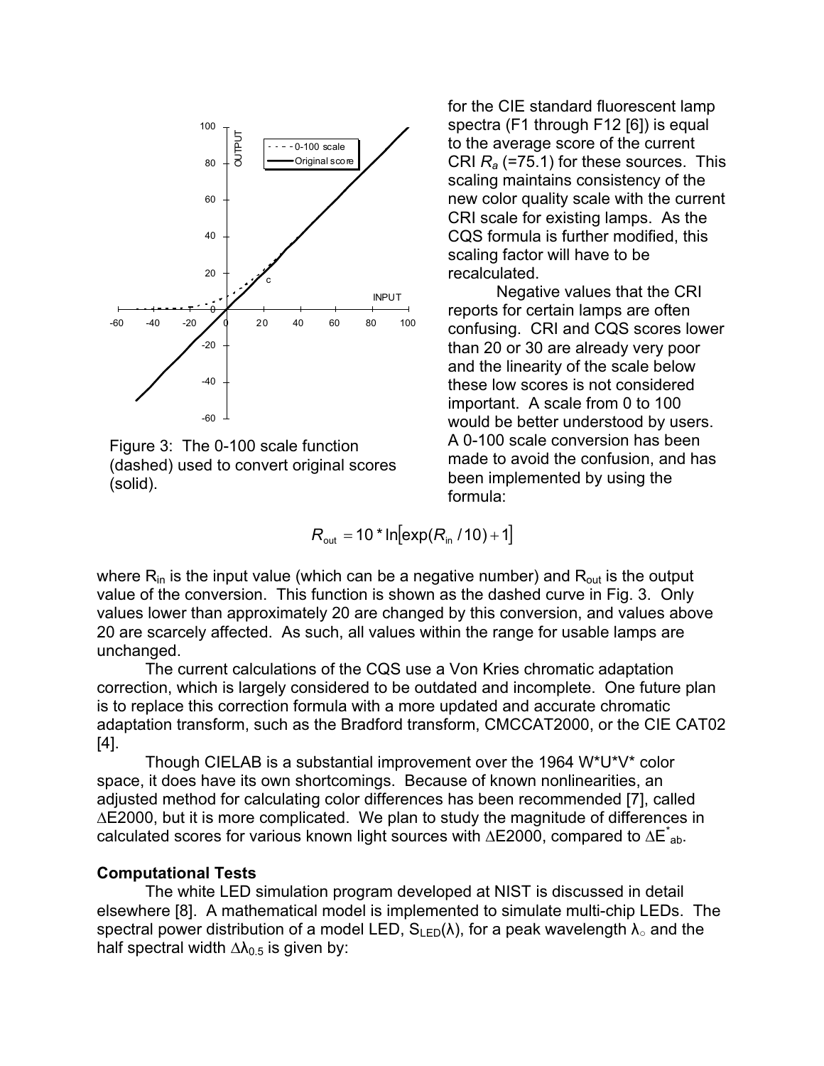Figure 3: The 0-100 scale function (dashed) used to convert original scores (solid).

for the CIE standard fluorescent lamp spectra (F1 through F12 [6]) is equal to the average score of the current CRI $R_a$ (=75.1) for these sources. This scaling maintains consistency of the new color quality scale with the current CRI scale for existing lamps. As the CQS formula is further modified, this scaling factor will have to be recalculated.

Negative values that the CRI reports for certain lamps are often confusing. CRI and CQS scores lower than 20 or 30 are already very poor and the linearity of the scale below these low scores is not considered important. A scale from 0 to 100 would be better understood by users. A 0-100 scale conversion has been made to avoid the confusion, and has been implemented by using the formula:

$$R_{out} = 10 * \ln\left[\exp(R_{in}/10) + 1\right]$$

where $R_{in}$ is the input value (which can be a negative number) and $R_{out}$ is the output value of the conversion. This function is shown as the dashed curve in Fig. 3. Only values lower than approximately 20 are changed by this conversion, and values above 20 are scarcely affected. As such, all values within the range for usable lamps are unchanged.

The current calculations of the CQS use a Von Kries chromatic adaptation correction, which is largely considered to be outdated and incomplete. One future plan is to replace this correction formula with a more updated and accurate chromatic adaptation transform, such as the Bradford transform, CMCCAT2000, or the CIE CAT02 [4].

Though CIELAB is a substantial improvement over the 1964 W*U*V* color space, it does have its own shortcomings. Because of known nonlinearities, an adjusted method for calculating color differences has been recommended [7], called $\Delta$E2000, but it is more complicated. We plan to study the magnitude of differences in calculated scores for various known light sources with $\Delta$E2000, compared to $\Delta E^*_{ab}$.

**Computational Tests**

The white LED simulation program developed at NIST is discussed in detail elsewhere [8]. A mathematical model is implemented to simulate multi-chip LEDs. The spectral power distribution of a model LED, $S_{LED}(\lambda)$, for a peak wavelength $\lambda_0$ and the half spectral width $\Delta\lambda_{0.5}$ is given by: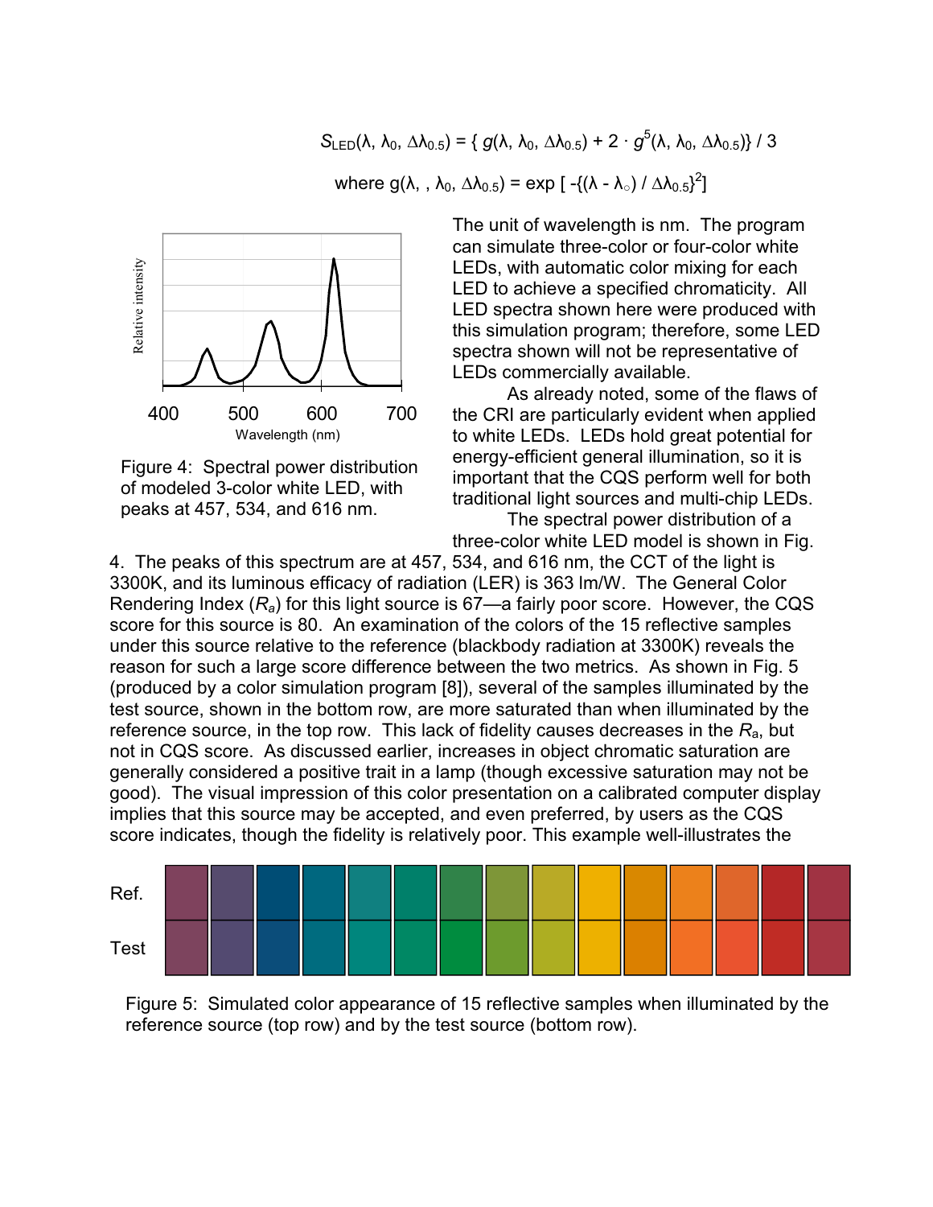$$S_{LED}(\lambda, \lambda_0, \Delta\lambda_{0.5}) = \{ g(\lambda, \lambda_0, \Delta\lambda_{0.5}) + 2 \cdot g^5(\lambda, \lambda_0, \Delta\lambda_{0.5})\} / 3$$

$$\text{where } g(\lambda, , \lambda_0, \Delta\lambda_{0.5}) = \exp [ -\{(\lambda - \lambda_\circ) / \Delta\lambda_{0.5}\}^2]$$

Figure 4: Spectral power distribution of modeled 3-color white LED, with peaks at 457, 534, and 616 nm.

The unit of wavelength is nm. The program can simulate three-color or four-color white LEDs, with automatic color mixing for each LED to achieve a specified chromaticity. All LED spectra shown here were produced with this simulation program; therefore, some LED spectra shown will not be representative of LEDs commercially available.

As already noted, some of the flaws of the CRI are particularly evident when applied to white LEDs. LEDs hold great potential for energy-efficient general illumination, so it is important that the CQS perform well for both traditional light sources and multi-chip LEDs.

The spectral power distribution of a three-color white LED model is shown in Fig. 4. The peaks of this spectrum are at 457, 534, and 616 nm, the CCT of the light is 3300K, and its luminous efficacy of radiation (LER) is 363 lm/W. The General Color Rendering Index ($R_a$) for this light source is 67—a fairly poor score. However, the CQS score for this source is 80. An examination of the colors of the 15 reflective samples under this source relative to the reference (blackbody radiation at 3300K) reveals the reason for such a large score difference between the two metrics. As shown in Fig. 5 (produced by a color simulation program [8]), several of the samples illuminated by the test source, shown in the bottom row, are more saturated than when illuminated by the reference source, in the top row. This lack of fidelity causes decreases in the $R_a$, but not in CQS score. As discussed earlier, increases in object chromatic saturation are generally considered a positive trait in a lamp (though excessive saturation may not be good). The visual impression of this color presentation on a calibrated computer display implies that this source may be accepted, and even preferred, by users as the CQS score indicates, though the fidelity is relatively poor. This example well-illustrates the

Figure 5: Simulated color appearance of 15 reflective samples when illuminated by the reference source (top row) and by the test source (bottom row).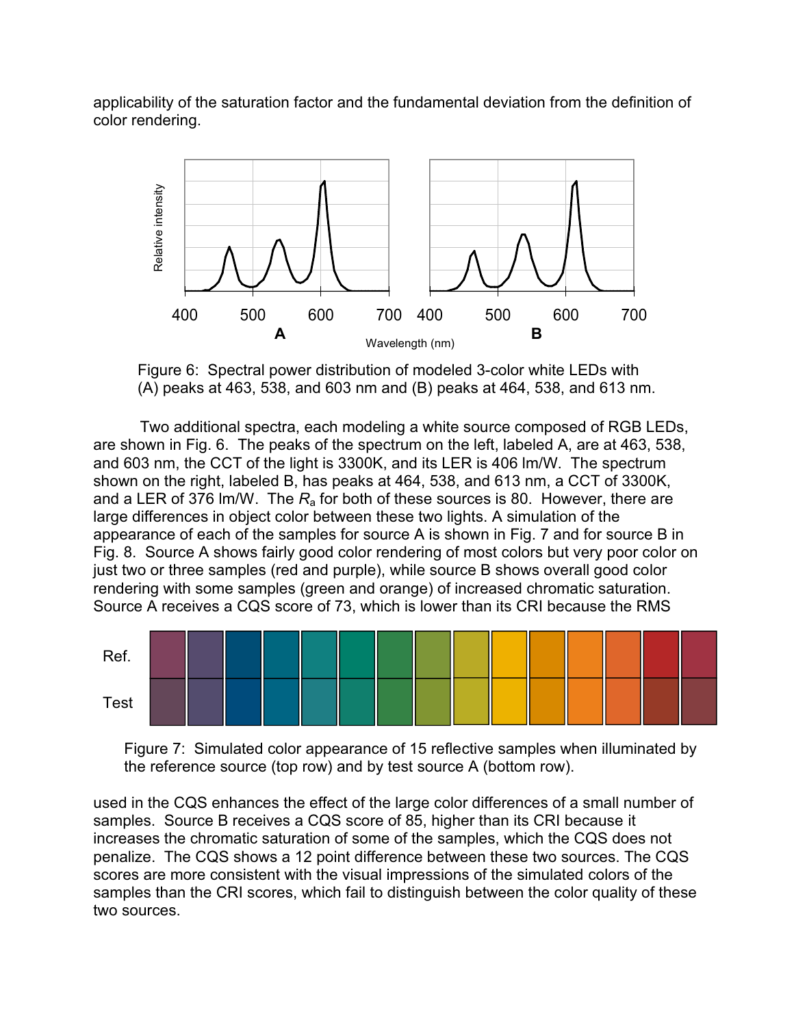applicability of the saturation factor and the fundamental deviation from the definition of color rendering.

Figure 6: Spectral power distribution of modeled 3-color white LEDs with (A) peaks at 463, 538, and 603 nm and (B) peaks at 464, 538, and 613 nm.

Two additional spectra, each modeling a white source composed of RGB LEDs, are shown in Fig. 6. The peaks of the spectrum on the left, labeled A, are at 463, 538, and 603 nm, the CCT of the light is 3300K, and its LER is 406 lm/W. The spectrum shown on the right, labeled B, has peaks at 464, 538, and 613 nm, a CCT of 3300K, and a LER of 376 lm/W. The $R_a$ for both of these sources is 80. However, there are large differences in object color between these two lights. A simulation of the appearance of each of the samples for source A is shown in Fig. 7 and for source B in Fig. 8. Source A shows fairly good color rendering of most colors but very poor color on just two or three samples (red and purple), while source B shows overall good color rendering with some samples (green and orange) of increased chromatic saturation. Source A receives a CQS score of 73, which is lower than its CRI because the RMS

Figure 7: Simulated color appearance of 15 reflective samples when illuminated by the reference source (top row) and by test source A (bottom row).

used in the CQS enhances the effect of the large color differences of a small number of samples. Source B receives a CQS score of 85, higher than its CRI because it increases the chromatic saturation of some of the samples, which the CQS does not penalize. The CQS shows a 12 point difference between these two sources. The CQS scores are more consistent with the visual impressions of the simulated colors of the samples than the CRI scores, which fail to distinguish between the color quality of these two sources.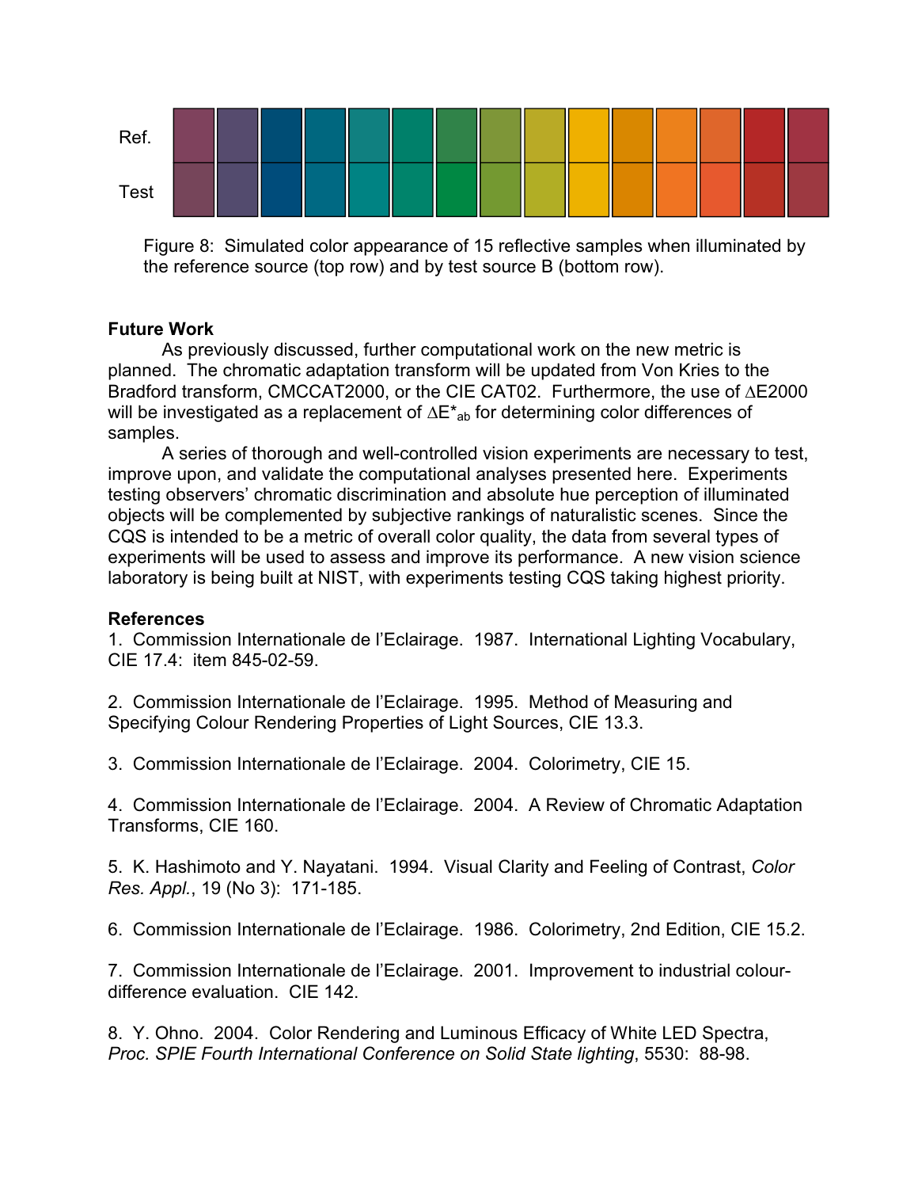Ref.

Test

Figure 8: Simulated color appearance of 15 reflective samples when illuminated by the reference source (top row) and by test source B (bottom row).

**Future Work**

As previously discussed, further computational work on the new metric is planned. The chromatic adaptation transform will be updated from Von Kries to the Bradford transform, CMCCAT2000, or the CIE CAT02. Furthermore, the use of $\Delta$E2000 will be investigated as a replacement of $\Delta E^*_{ab}$ for determining color differences of samples.

A series of thorough and well-controlled vision experiments are necessary to test, improve upon, and validate the computational analyses presented here. Experiments testing observers' chromatic discrimination and absolute hue perception of illuminated objects will be complemented by subjective rankings of naturalistic scenes. Since the CQS is intended to be a metric of overall color quality, the data from several types of experiments will be used to assess and improve its performance. A new vision science laboratory is being built at NIST, with experiments testing CQS taking highest priority.

**References**

1. Commission Internationale de l'Eclairage. 1987. International Lighting Vocabulary, CIE 17.4: item 845-02-59.

2. Commission Internationale de l'Eclairage. 1995. Method of Measuring and Specifying Colour Rendering Properties of Light Sources, CIE 13.3.

3. Commission Internationale de l'Eclairage. 2004. Colorimetry, CIE 15.

4. Commission Internationale de l'Eclairage. 2004. A Review of Chromatic Adaptation Transforms, CIE 160.

5. K. Hashimoto and Y. Nayatani. 1994. Visual Clarity and Feeling of Contrast, *Color Res. Appl.*, 19 (No 3): 171-185.

6. Commission Internationale de l'Eclairage. 1986. Colorimetry, 2nd Edition, CIE 15.2.

7. Commission Internationale de l'Eclairage. 2001. Improvement to industrial colour-difference evaluation. CIE 142.

8. Y. Ohno. 2004. Color Rendering and Luminous Efficacy of White LED Spectra, *Proc. SPIE Fourth International Conference on Solid State lighting*, 5530: 88-98.